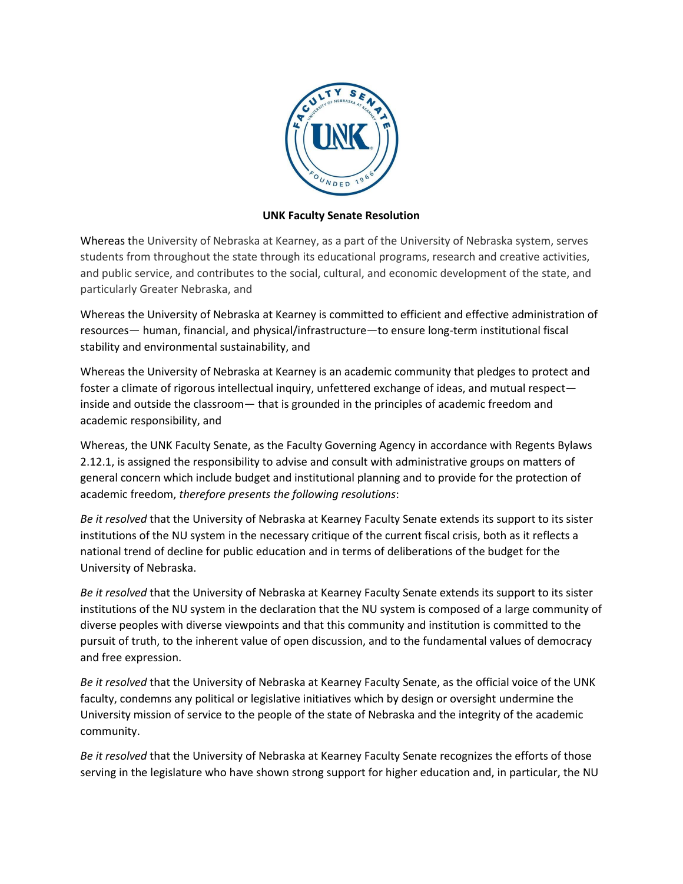**UNK Faculty Senate Resolution**

Whereas the University of Nebraska at Kearney, as a part of the University of Nebraska system, serves students from throughout the state through its educational programs, research and creative activities, and public service, and contributes to the social, cultural, and economic development of the state, and particularly Greater Nebraska, and

Whereas the University of Nebraska at Kearney is committed to efficient and effective administration of resources— human, financial, and physical/infrastructure—to ensure long-term institutional fiscal stability and environmental sustainability, and

Whereas the University of Nebraska at Kearney is an academic community that pledges to protect and foster a climate of rigorous intellectual inquiry, unfettered exchange of ideas, and mutual respect—inside and outside the classroom— that is grounded in the principles of academic freedom and academic responsibility, and

Whereas, the UNK Faculty Senate, as the Faculty Governing Agency in accordance with Regents Bylaws 2.12.1, is assigned the responsibility to advise and consult with administrative groups on matters of general concern which include budget and institutional planning and to provide for the protection of academic freedom, *therefore presents the following resolutions*:

*Be it resolved* that the University of Nebraska at Kearney Faculty Senate extends its support to its sister institutions of the NU system in the necessary critique of the current fiscal crisis, both as it reflects a national trend of decline for public education and in terms of deliberations of the budget for the University of Nebraska.

*Be it resolved* that the University of Nebraska at Kearney Faculty Senate extends its support to its sister institutions of the NU system in the declaration that the NU system is composed of a large community of diverse peoples with diverse viewpoints and that this community and institution is committed to the pursuit of truth, to the inherent value of open discussion, and to the fundamental values of democracy and free expression.

*Be it resolved* that the University of Nebraska at Kearney Faculty Senate, as the official voice of the UNK faculty, condemns any political or legislative initiatives which by design or oversight undermine the University mission of service to the people of the state of Nebraska and the integrity of the academic community.

*Be it resolved* that the University of Nebraska at Kearney Faculty Senate recognizes the efforts of those serving in the legislature who have shown strong support for higher education and, in particular, the NU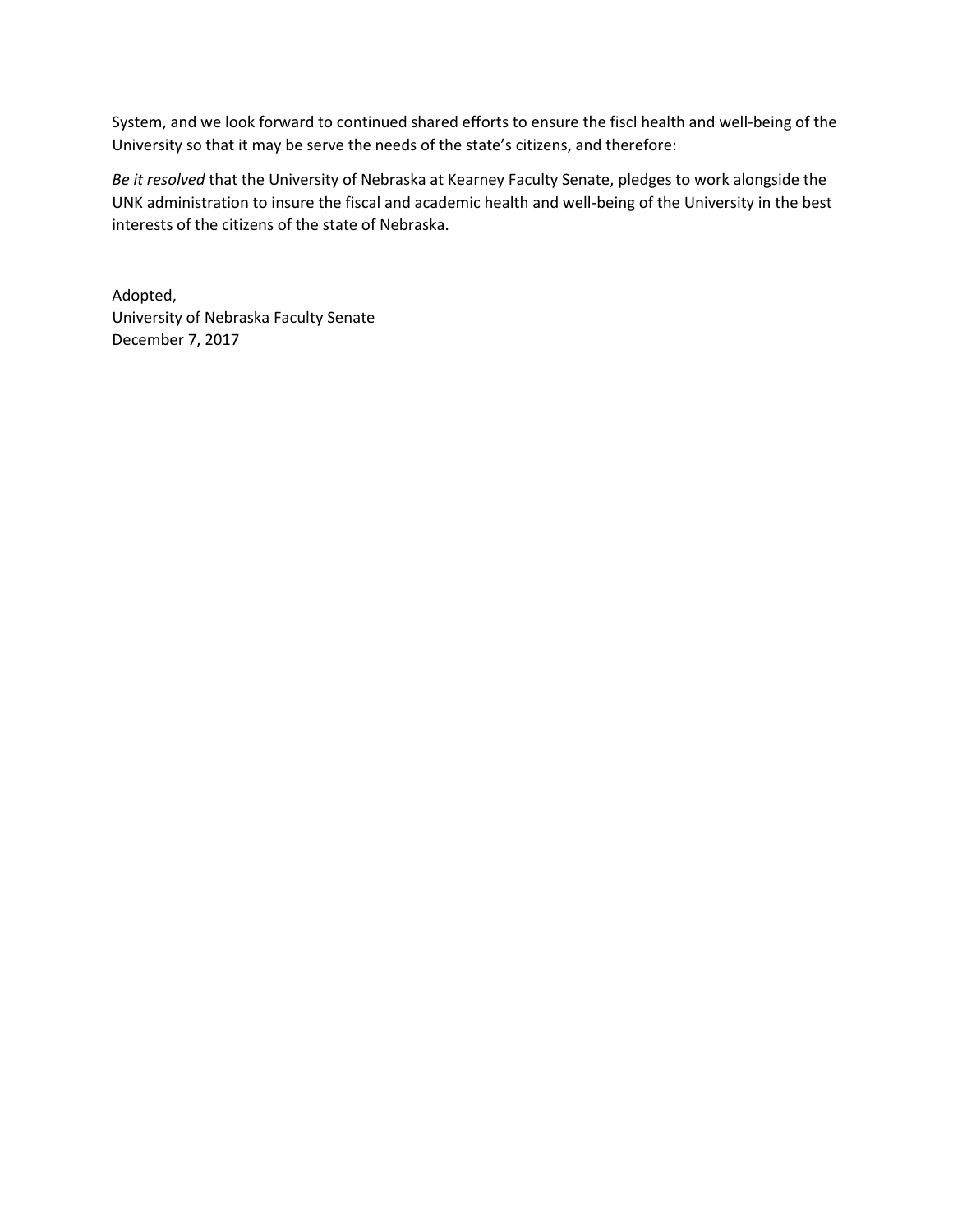System, and we look forward to continued shared efforts to ensure the fiscl health and well-being of the University so that it may be serve the needs of the state's citizens, and therefore:

*Be it resolved* that the University of Nebraska at Kearney Faculty Senate, pledges to work alongside the UNK administration to insure the fiscal and academic health and well-being of the University in the best interests of the citizens of the state of Nebraska.

Adopted,  
University of Nebraska Faculty Senate  
December 7, 2017